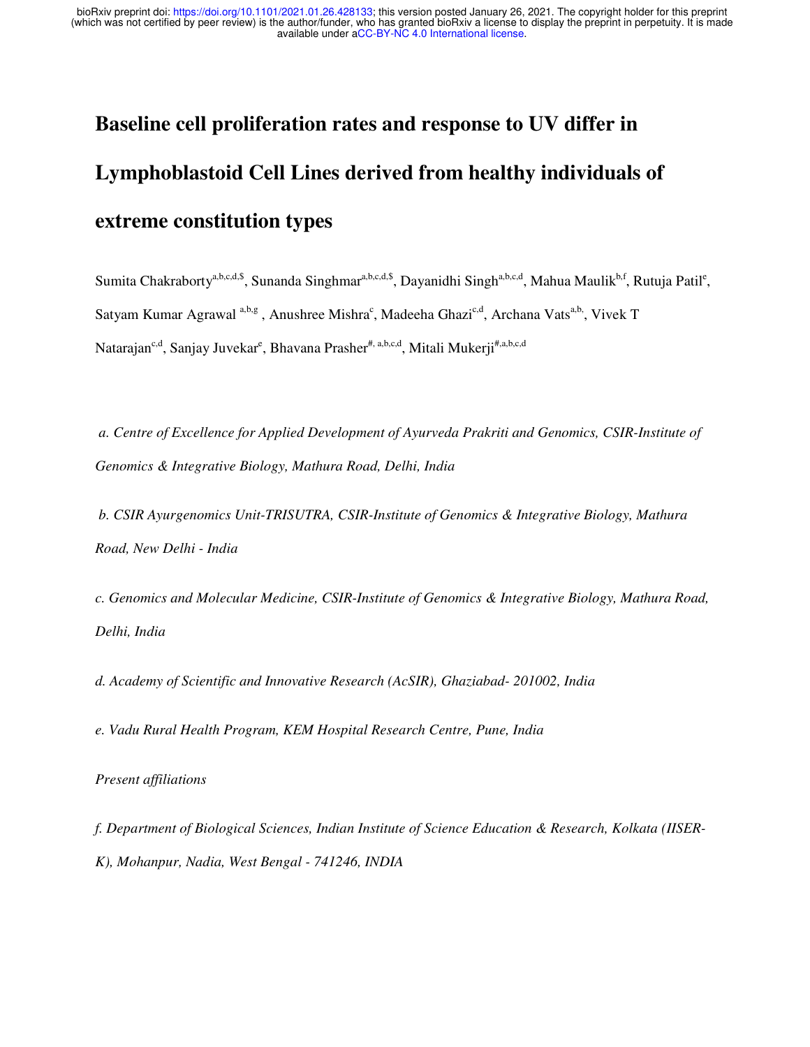# Baseline cell proliferation rates and response to UV differ in Lymphoblastoid Cell Lines derived from healthy individuals of extreme constitution types

Sumita Chakraborty[a,b,c,d,$], Sunanda Singhmar[a,b,c,d,$], Dayanidhi Singh[a,b,c,d], Mahua Maulik[b,f], Rutuja Patil[e], Satyam Kumar Agrawal [a,b,g], Anushree Mishra[c], Madeeha Ghazi[c,d], Archana Vats[a,b], Vivek T Natarajan[c,d], Sanjay Juvekar[e], Bhavana Prasher[#, a,b,c,d], Mitali Mukerji[#,a,b,c,d]

*a. Centre of Excellence for Applied Development of Ayurveda Prakriti and Genomics, CSIR-Institute of Genomics & Integrative Biology, Mathura Road, Delhi, India*

*b. CSIR Ayurgenomics Unit-TRISUTRA, CSIR-Institute of Genomics & Integrative Biology, Mathura Road, New Delhi - India*

*c. Genomics and Molecular Medicine, CSIR-Institute of Genomics & Integrative Biology, Mathura Road, Delhi, India*

*d. Academy of Scientific and Innovative Research (AcSIR), Ghaziabad- 201002, India*

*e. Vadu Rural Health Program, KEM Hospital Research Centre, Pune, India*

*Present affiliations*

*f. Department of Biological Sciences, Indian Institute of Science Education & Research, Kolkata (IISER-K), Mohanpur, Nadia, West Bengal - 741246, INDIA*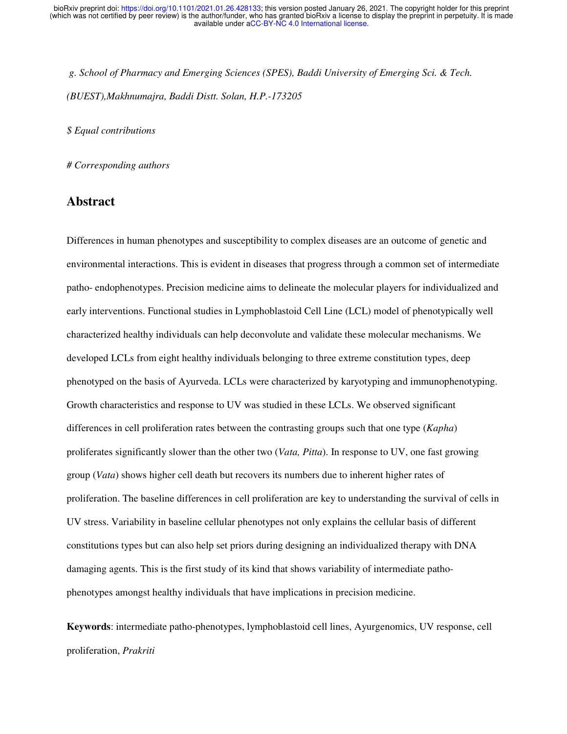*g. School of Pharmacy and Emerging Sciences (SPES), Baddi University of Emerging Sci. & Tech. (BUEST),Makhnumajra, Baddi Distt. Solan, H.P.-173205*

*$ Equal contributions*

*# Corresponding authors*

## Abstract

Differences in human phenotypes and susceptibility to complex diseases are an outcome of genetic and environmental interactions. This is evident in diseases that progress through a common set of intermediate patho- endophenotypes. Precision medicine aims to delineate the molecular players for individualized and early interventions. Functional studies in Lymphoblastoid Cell Line (LCL) model of phenotypically well characterized healthy individuals can help deconvolute and validate these molecular mechanisms. We developed LCLs from eight healthy individuals belonging to three extreme constitution types, deep phenotyped on the basis of Ayurveda. LCLs were characterized by karyotyping and immunophenotyping. Growth characteristics and response to UV was studied in these LCLs. We observed significant differences in cell proliferation rates between the contrasting groups such that one type (*Kapha*) proliferates significantly slower than the other two (*Vata, Pitta*). In response to UV, one fast growing group (*Vata*) shows higher cell death but recovers its numbers due to inherent higher rates of proliferation. The baseline differences in cell proliferation are key to understanding the survival of cells in UV stress. Variability in baseline cellular phenotypes not only explains the cellular basis of different constitutions types but can also help set priors during designing an individualized therapy with DNA damaging agents. This is the first study of its kind that shows variability of intermediate patho-phenotypes amongst healthy individuals that have implications in precision medicine.

**Keywords**: intermediate patho-phenotypes, lymphoblastoid cell lines, Ayurgenomics, UV response, cell proliferation, *Prakriti*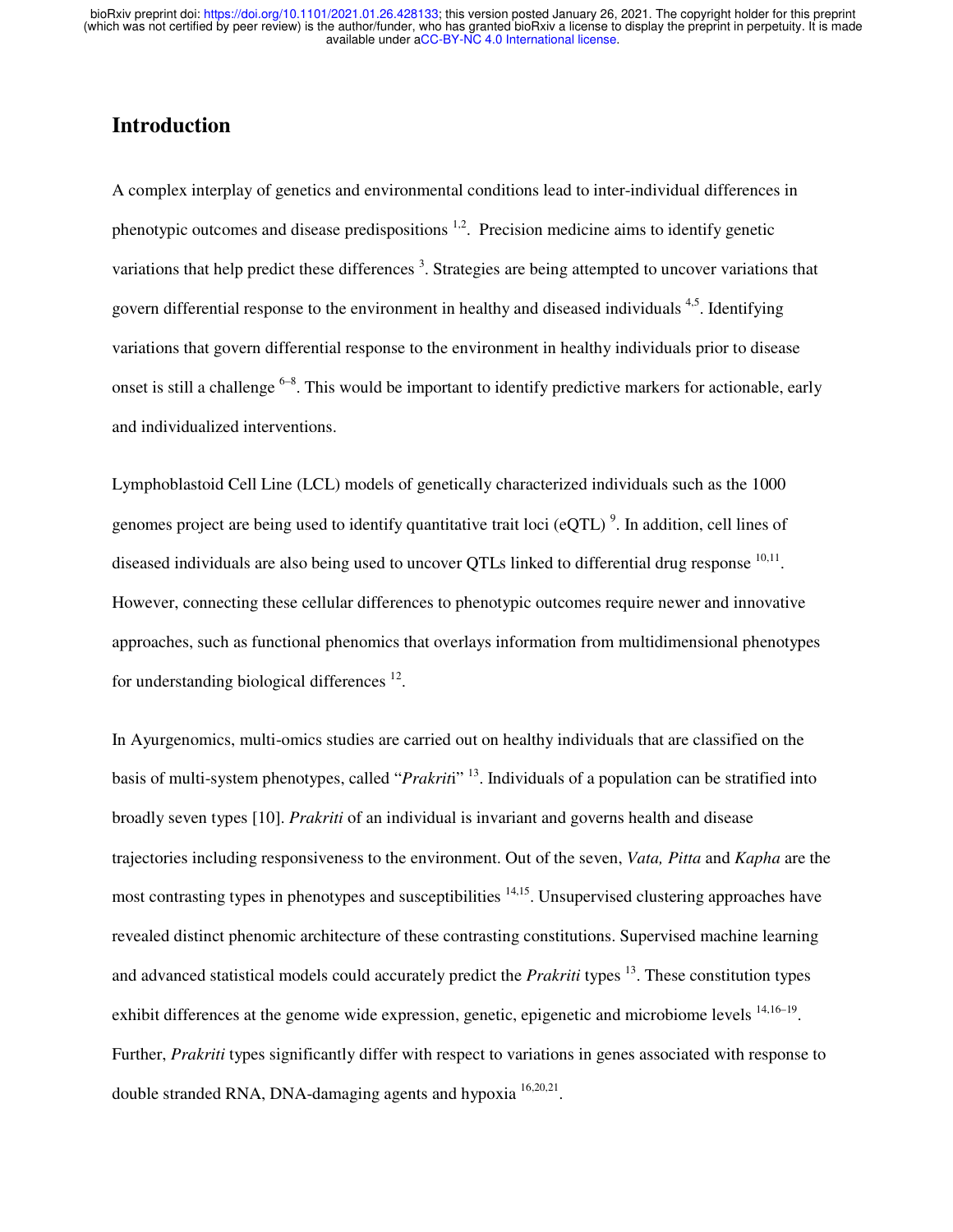## Introduction

A complex interplay of genetics and environmental conditions lead to inter-individual differences in phenotypic outcomes and disease predispositions [1,2]. Precision medicine aims to identify genetic variations that help predict these differences [3]. Strategies are being attempted to uncover variations that govern differential response to the environment in healthy and diseased individuals [4,5]. Identifying variations that govern differential response to the environment in healthy individuals prior to disease onset is still a challenge [6–8]. This would be important to identify predictive markers for actionable, early and individualized interventions.

Lymphoblastoid Cell Line (LCL) models of genetically characterized individuals such as the 1000 genomes project are being used to identify quantitative trait loci (eQTL) [9]. In addition, cell lines of diseased individuals are also being used to uncover QTLs linked to differential drug response [10,11]. However, connecting these cellular differences to phenotypic outcomes require newer and innovative approaches, such as functional phenomics that overlays information from multidimensional phenotypes for understanding biological differences [12].

In Ayurgenomics, multi-omics studies are carried out on healthy individuals that are classified on the basis of multi-system phenotypes, called "*Prakriti*" [13]. Individuals of a population can be stratified into broadly seven types [10]. *Prakriti* of an individual is invariant and governs health and disease trajectories including responsiveness to the environment. Out of the seven, *Vata, Pitta* and *Kapha* are the most contrasting types in phenotypes and susceptibilities [14,15]. Unsupervised clustering approaches have revealed distinct phenomic architecture of these contrasting constitutions. Supervised machine learning and advanced statistical models could accurately predict the *Prakriti* types [13]. These constitution types exhibit differences at the genome wide expression, genetic, epigenetic and microbiome levels [14,16–19]. Further, *Prakriti* types significantly differ with respect to variations in genes associated with response to double stranded RNA, DNA-damaging agents and hypoxia [16,20,21].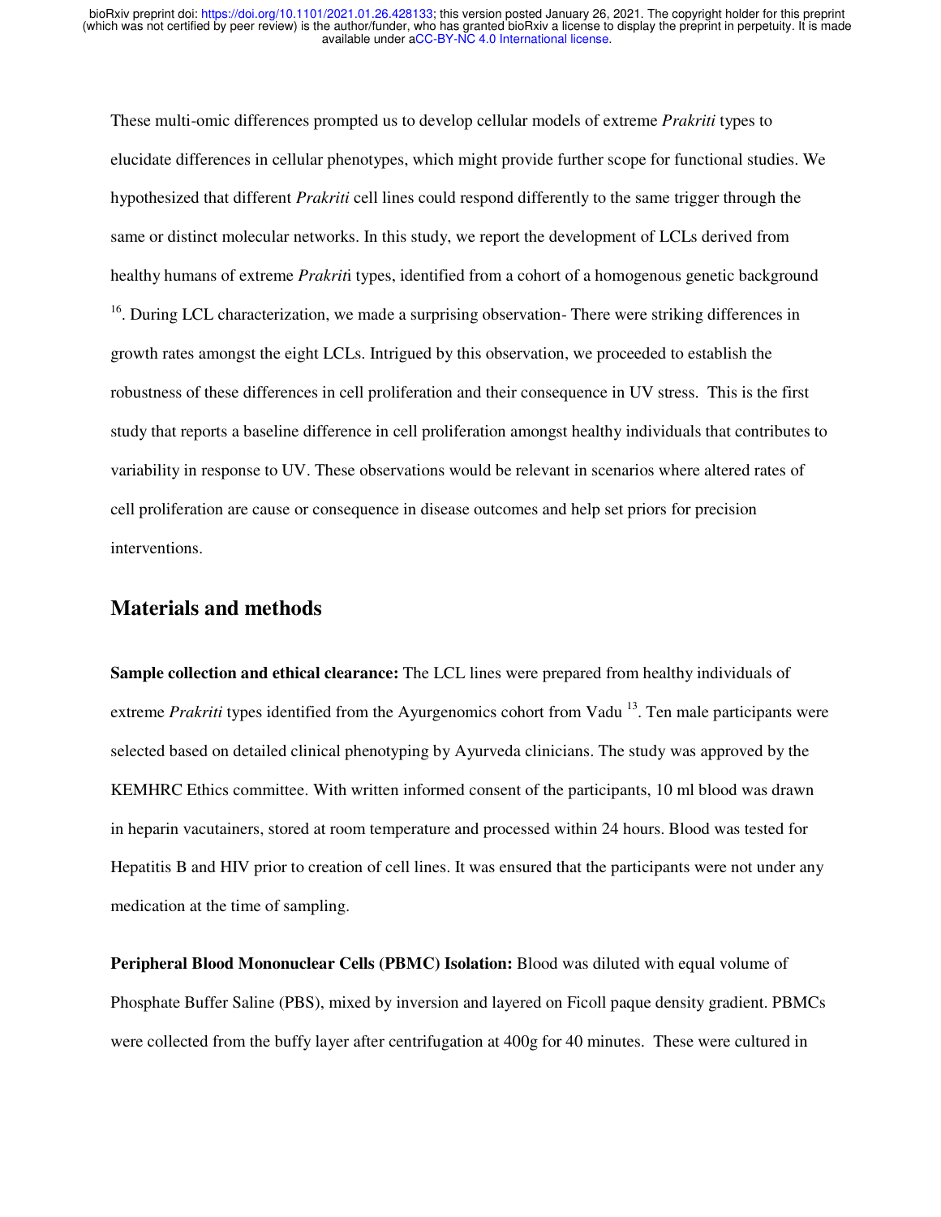These multi-omic differences prompted us to develop cellular models of extreme *Prakriti* types to elucidate differences in cellular phenotypes, which might provide further scope for functional studies. We hypothesized that different *Prakriti* cell lines could respond differently to the same trigger through the same or distinct molecular networks. In this study, we report the development of LCLs derived from healthy humans of extreme *Prakrit*i types, identified from a cohort of a homogenous genetic background [16]. During LCL characterization, we made a surprising observation- There were striking differences in growth rates amongst the eight LCLs. Intrigued by this observation, we proceeded to establish the robustness of these differences in cell proliferation and their consequence in UV stress. This is the first study that reports a baseline difference in cell proliferation amongst healthy individuals that contributes to variability in response to UV. These observations would be relevant in scenarios where altered rates of cell proliferation are cause or consequence in disease outcomes and help set priors for precision interventions.

## Materials and methods

**Sample collection and ethical clearance:** The LCL lines were prepared from healthy individuals of extreme *Prakriti* types identified from the Ayurgenomics cohort from Vadu [13]. Ten male participants were selected based on detailed clinical phenotyping by Ayurveda clinicians. The study was approved by the KEMHRC Ethics committee. With written informed consent of the participants, 10 ml blood was drawn in heparin vacutainers, stored at room temperature and processed within 24 hours. Blood was tested for Hepatitis B and HIV prior to creation of cell lines. It was ensured that the participants were not under any medication at the time of sampling.

**Peripheral Blood Mononuclear Cells (PBMC) Isolation:** Blood was diluted with equal volume of Phosphate Buffer Saline (PBS), mixed by inversion and layered on Ficoll paque density gradient. PBMCs were collected from the buffy layer after centrifugation at 400g for 40 minutes. These were cultured in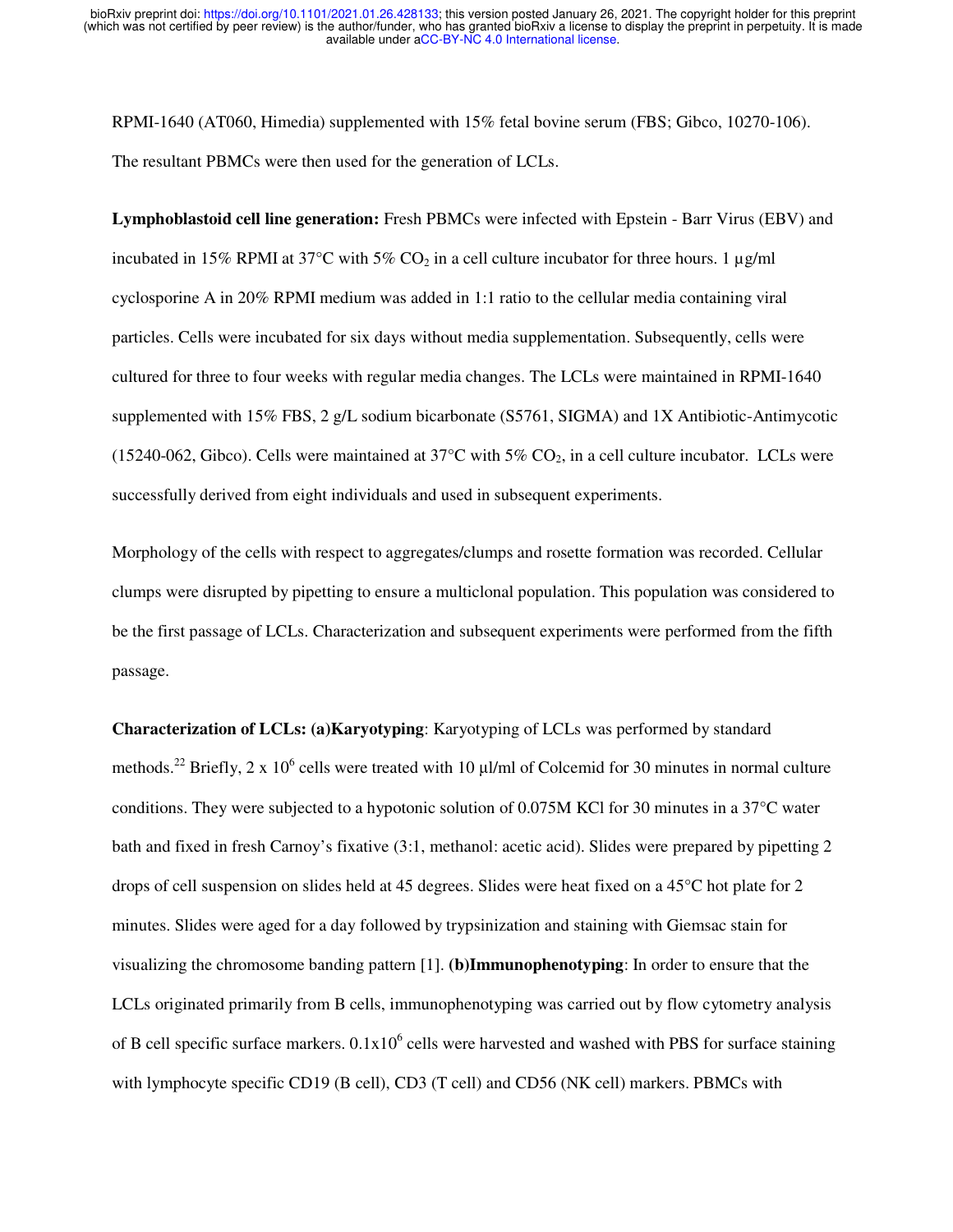RPMI-1640 (AT060, Himedia) supplemented with 15% fetal bovine serum (FBS; Gibco, 10270-106). The resultant PBMCs were then used for the generation of LCLs.

**Lymphoblastoid cell line generation:** Fresh PBMCs were infected with Epstein - Barr Virus (EBV) and incubated in 15% RPMI at 37°C with 5% $CO_2$ in a cell culture incubator for three hours. 1 µg/ml cyclosporine A in 20% RPMI medium was added in 1:1 ratio to the cellular media containing viral particles. Cells were incubated for six days without media supplementation. Subsequently, cells were cultured for three to four weeks with regular media changes. The LCLs were maintained in RPMI-1640 supplemented with 15% FBS, 2 g/L sodium bicarbonate (S5761, SIGMA) and 1X Antibiotic-Antimycotic (15240-062, Gibco). Cells were maintained at 37°C with 5% $CO_2$, in a cell culture incubator. LCLs were successfully derived from eight individuals and used in subsequent experiments.

Morphology of the cells with respect to aggregates/clumps and rosette formation was recorded. Cellular clumps were disrupted by pipetting to ensure a multiclonal population. This population was considered to be the first passage of LCLs. Characterization and subsequent experiments were performed from the fifth passage.

**Characterization of LCLs: (a)Karyotyping**: Karyotyping of LCLs was performed by standard methods.[22] Briefly, 2 x $10^6$ cells were treated with 10 µl/ml of Colcemid for 30 minutes in normal culture conditions. They were subjected to a hypotonic solution of 0.075M KCl for 30 minutes in a 37°C water bath and fixed in fresh Carnoy's fixative (3:1, methanol: acetic acid). Slides were prepared by pipetting 2 drops of cell suspension on slides held at 45 degrees. Slides were heat fixed on a 45°C hot plate for 2 minutes. Slides were aged for a day followed by trypsinization and staining with Giemsac stain for visualizing the chromosome banding pattern [1]. **(b)Immunophenotyping**: In order to ensure that the LCLs originated primarily from B cells, immunophenotyping was carried out by flow cytometry analysis of B cell specific surface markers. 0.1x$10^6$ cells were harvested and washed with PBS for surface staining with lymphocyte specific CD19 (B cell), CD3 (T cell) and CD56 (NK cell) markers. PBMCs with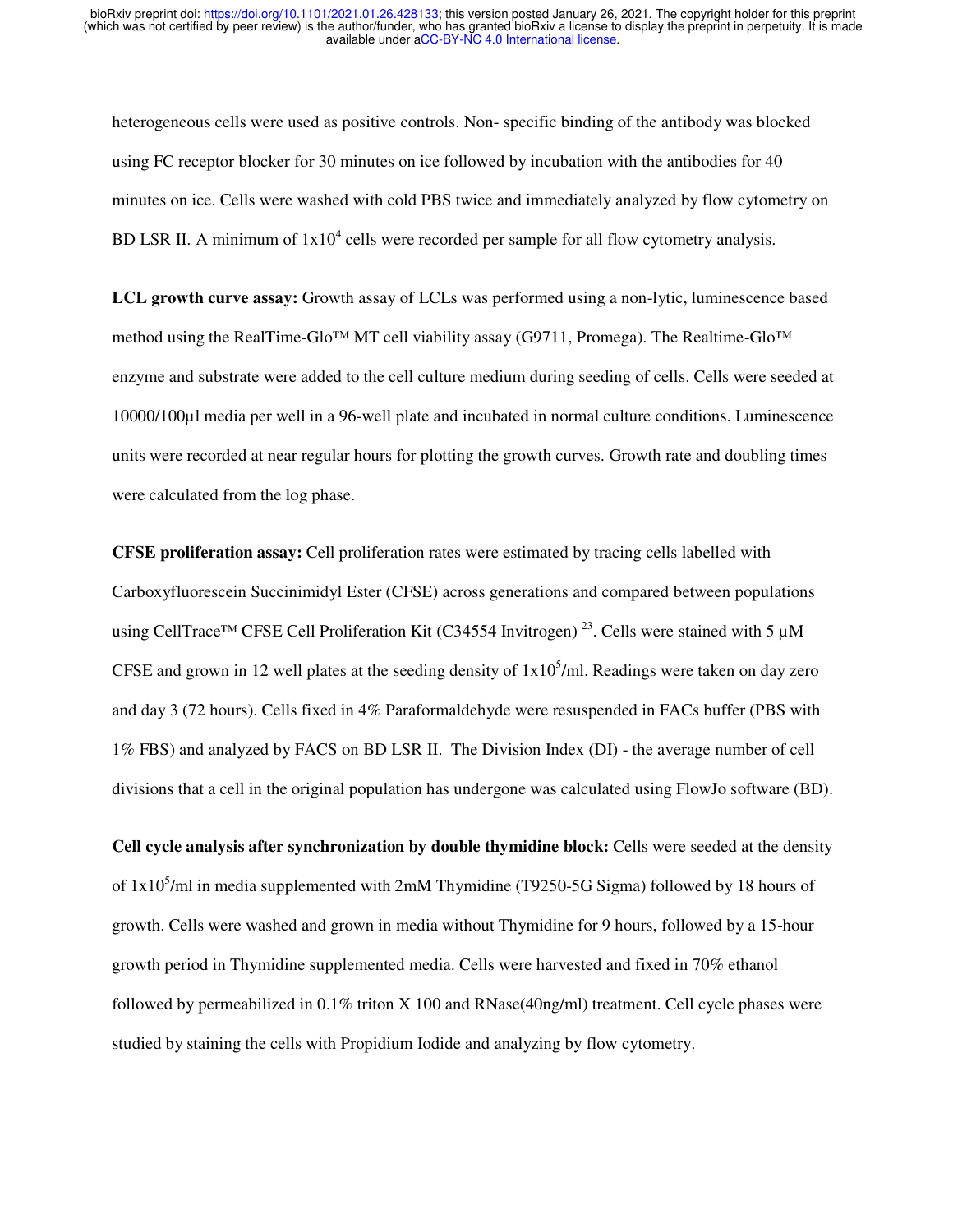heterogeneous cells were used as positive controls. Non- specific binding of the antibody was blocked using FC receptor blocker for 30 minutes on ice followed by incubation with the antibodies for 40 minutes on ice. Cells were washed with cold PBS twice and immediately analyzed by flow cytometry on BD LSR II. A minimum of $1x10^4$ cells were recorded per sample for all flow cytometry analysis.

**LCL growth curve assay:** Growth assay of LCLs was performed using a non-lytic, luminescence based method using the RealTime-Glo™ MT cell viability assay (G9711, Promega). The Realtime-Glo™ enzyme and substrate were added to the cell culture medium during seeding of cells. Cells were seeded at 10000/100µl media per well in a 96-well plate and incubated in normal culture conditions. Luminescence units were recorded at near regular hours for plotting the growth curves. Growth rate and doubling times were calculated from the log phase.

**CFSE proliferation assay:** Cell proliferation rates were estimated by tracing cells labelled with Carboxyfluorescein Succinimidyl Ester (CFSE) across generations and compared between populations using CellTrace™ CFSE Cell Proliferation Kit (C34554 Invitrogen) [23]. Cells were stained with 5 µM CFSE and grown in 12 well plates at the seeding density of $1x10^5$/ml. Readings were taken on day zero and day 3 (72 hours). Cells fixed in 4% Paraformaldehyde were resuspended in FACs buffer (PBS with 1% FBS) and analyzed by FACS on BD LSR II. The Division Index (DI) - the average number of cell divisions that a cell in the original population has undergone was calculated using FlowJo software (BD).

**Cell cycle analysis after synchronization by double thymidine block:** Cells were seeded at the density of $1x10^5$/ml in media supplemented with 2mM Thymidine (T9250-5G Sigma) followed by 18 hours of growth. Cells were washed and grown in media without Thymidine for 9 hours, followed by a 15-hour growth period in Thymidine supplemented media. Cells were harvested and fixed in 70% ethanol followed by permeabilized in 0.1% triton X 100 and RNase(40ng/ml) treatment. Cell cycle phases were studied by staining the cells with Propidium Iodide and analyzing by flow cytometry.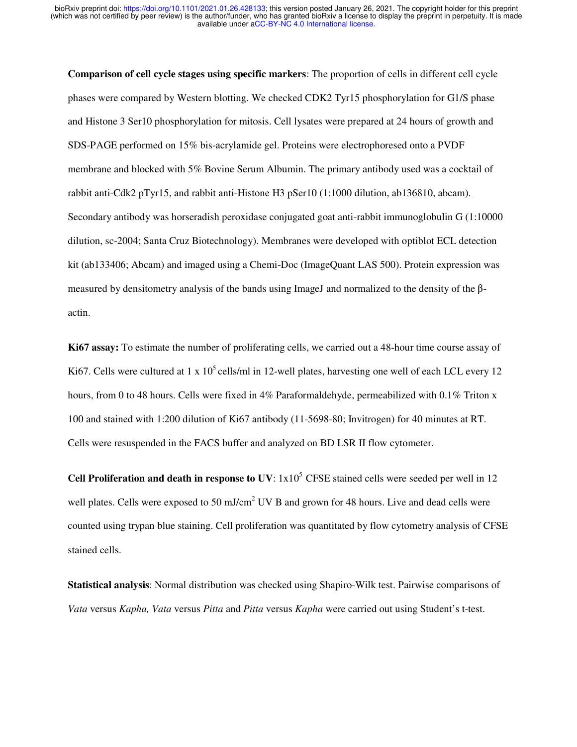**Comparison of cell cycle stages using specific markers**: The proportion of cells in different cell cycle phases were compared by Western blotting. We checked CDK2 Tyr15 phosphorylation for G1/S phase and Histone 3 Ser10 phosphorylation for mitosis. Cell lysates were prepared at 24 hours of growth and SDS-PAGE performed on 15% bis-acrylamide gel. Proteins were electrophoresed onto a PVDF membrane and blocked with 5% Bovine Serum Albumin. The primary antibody used was a cocktail of rabbit anti-Cdk2 pTyr15, and rabbit anti-Histone H3 pSer10 (1:1000 dilution, ab136810, abcam). Secondary antibody was horseradish peroxidase conjugated goat anti-rabbit immunoglobulin G (1:10000 dilution, sc-2004; Santa Cruz Biotechnology). Membranes were developed with optiblot ECL detection kit (ab133406; Abcam) and imaged using a Chemi-Doc (ImageQuant LAS 500). Protein expression was measured by densitometry analysis of the bands using ImageJ and normalized to the density of the β-actin.

**Ki67 assay:** To estimate the number of proliferating cells, we carried out a 48-hour time course assay of Ki67. Cells were cultured at $1 \times 10^5$ cells/ml in 12-well plates, harvesting one well of each LCL every 12 hours, from 0 to 48 hours. Cells were fixed in 4% Paraformaldehyde, permeabilized with 0.1% Triton x 100 and stained with 1:200 dilution of Ki67 antibody (11-5698-80; Invitrogen) for 40 minutes at RT. Cells were resuspended in the FACS buffer and analyzed on BD LSR II flow cytometer.

**Cell Proliferation and death in response to UV**: $1 \times 10^5$ CFSE stained cells were seeded per well in 12 well plates. Cells were exposed to 50 mJ/cm$^2$ UV B and grown for 48 hours. Live and dead cells were counted using trypan blue staining. Cell proliferation was quantitated by flow cytometry analysis of CFSE stained cells.

**Statistical analysis**: Normal distribution was checked using Shapiro-Wilk test. Pairwise comparisons of *Vata* versus *Kapha, Vata* versus *Pitta* and *Pitta* versus *Kapha* were carried out using Student's t-test.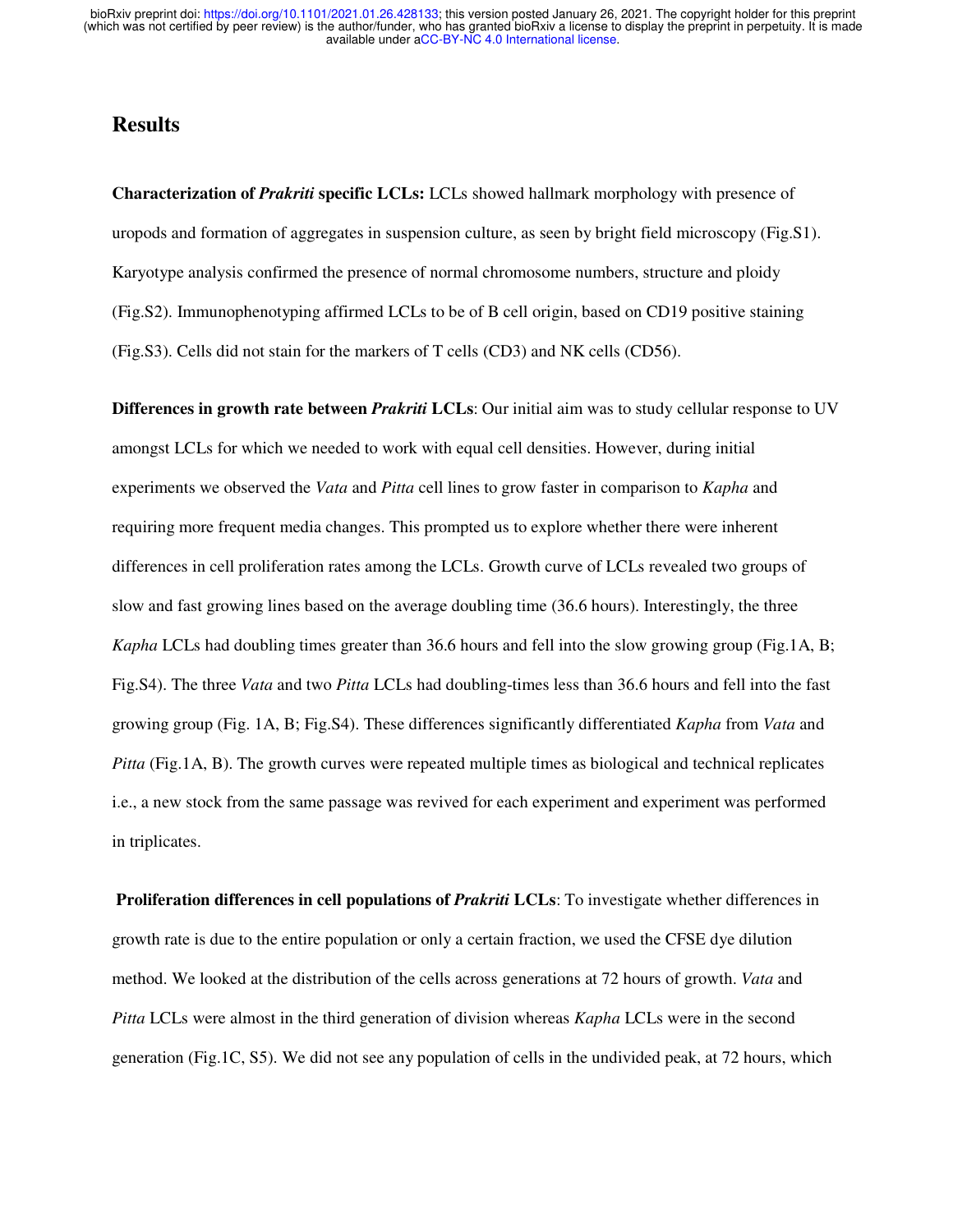## Results

**Characterization of *Prakriti* specific LCLs:** LCLs showed hallmark morphology with presence of uropods and formation of aggregates in suspension culture, as seen by bright field microscopy (Fig.S1). Karyotype analysis confirmed the presence of normal chromosome numbers, structure and ploidy (Fig.S2). Immunophenotyping affirmed LCLs to be of B cell origin, based on CD19 positive staining (Fig.S3). Cells did not stain for the markers of T cells (CD3) and NK cells (CD56).

**Differences in growth rate between *Prakriti* LCLs**: Our initial aim was to study cellular response to UV amongst LCLs for which we needed to work with equal cell densities. However, during initial experiments we observed the *Vata* and *Pitta* cell lines to grow faster in comparison to *Kapha* and requiring more frequent media changes. This prompted us to explore whether there were inherent differences in cell proliferation rates among the LCLs. Growth curve of LCLs revealed two groups of slow and fast growing lines based on the average doubling time (36.6 hours). Interestingly, the three *Kapha* LCLs had doubling times greater than 36.6 hours and fell into the slow growing group (Fig.1A, B; Fig.S4). The three *Vata* and two *Pitta* LCLs had doubling-times less than 36.6 hours and fell into the fast growing group (Fig. 1A, B; Fig.S4). These differences significantly differentiated *Kapha* from *Vata* and *Pitta* (Fig.1A, B). The growth curves were repeated multiple times as biological and technical replicates i.e., a new stock from the same passage was revived for each experiment and experiment was performed in triplicates.

**Proliferation differences in cell populations of *Prakriti* LCLs**: To investigate whether differences in growth rate is due to the entire population or only a certain fraction, we used the CFSE dye dilution method. We looked at the distribution of the cells across generations at 72 hours of growth. *Vata* and *Pitta* LCLs were almost in the third generation of division whereas *Kapha* LCLs were in the second generation (Fig.1C, S5). We did not see any population of cells in the undivided peak, at 72 hours, which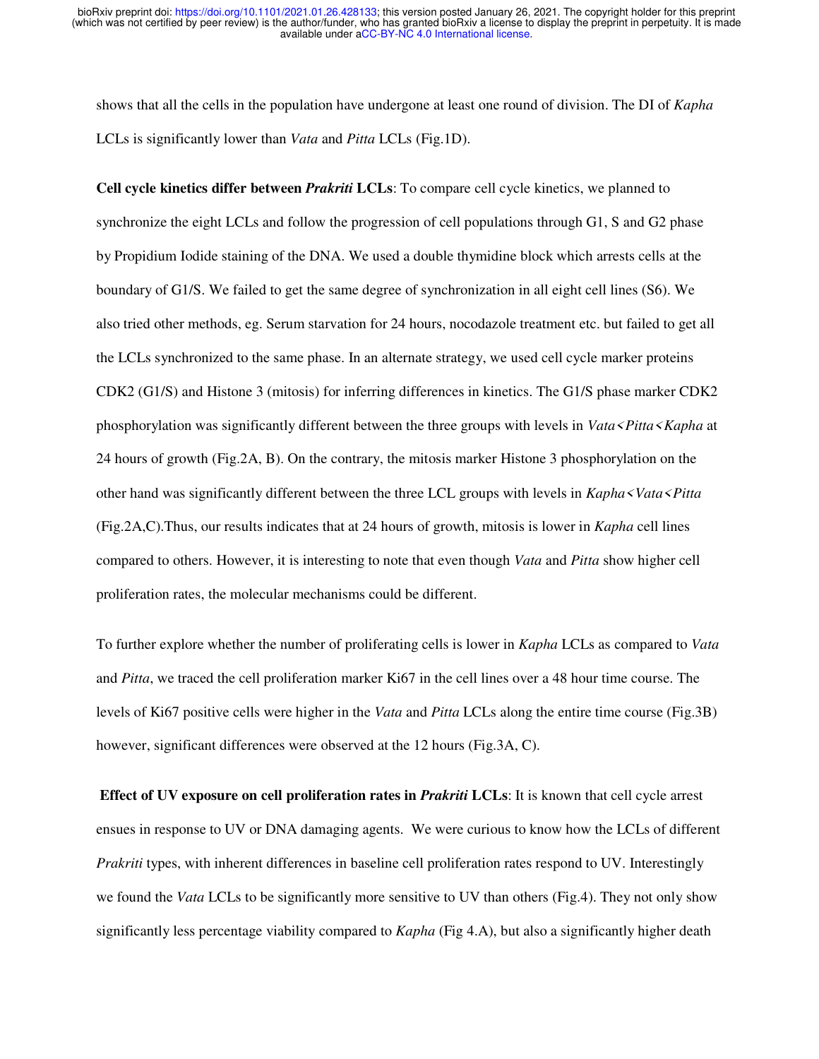shows that all the cells in the population have undergone at least one round of division. The DI of *Kapha* LCLs is significantly lower than *Vata* and *Pitta* LCLs (Fig.1D).

**Cell cycle kinetics differ between *Prakriti* LCLs**: To compare cell cycle kinetics, we planned to synchronize the eight LCLs and follow the progression of cell populations through G1, S and G2 phase by Propidium Iodide staining of the DNA. We used a double thymidine block which arrests cells at the boundary of G1/S. We failed to get the same degree of synchronization in all eight cell lines (S6). We also tried other methods, eg. Serum starvation for 24 hours, nocodazole treatment etc. but failed to get all the LCLs synchronized to the same phase. In an alternate strategy, we used cell cycle marker proteins CDK2 (G1/S) and Histone 3 (mitosis) for inferring differences in kinetics. The G1/S phase marker CDK2 phosphorylation was significantly different between the three groups with levels in *Vata*<*Pitta*<*Kapha* at 24 hours of growth (Fig.2A, B). On the contrary, the mitosis marker Histone 3 phosphorylation on the other hand was significantly different between the three LCL groups with levels in *Kapha*<*Vata*<*Pitta* (Fig.2A,C).Thus, our results indicates that at 24 hours of growth, mitosis is lower in *Kapha* cell lines compared to others. However, it is interesting to note that even though *Vata* and *Pitta* show higher cell proliferation rates, the molecular mechanisms could be different.

To further explore whether the number of proliferating cells is lower in *Kapha* LCLs as compared to *Vata* and *Pitta*, we traced the cell proliferation marker Ki67 in the cell lines over a 48 hour time course. The levels of Ki67 positive cells were higher in the *Vata* and *Pitta* LCLs along the entire time course (Fig.3B) however, significant differences were observed at the 12 hours (Fig.3A, C).

**Effect of UV exposure on cell proliferation rates in *Prakriti* LCLs**: It is known that cell cycle arrest ensues in response to UV or DNA damaging agents. We were curious to know how the LCLs of different *Prakriti* types, with inherent differences in baseline cell proliferation rates respond to UV. Interestingly we found the *Vata* LCLs to be significantly more sensitive to UV than others (Fig.4). They not only show significantly less percentage viability compared to *Kapha* (Fig 4.A), but also a significantly higher death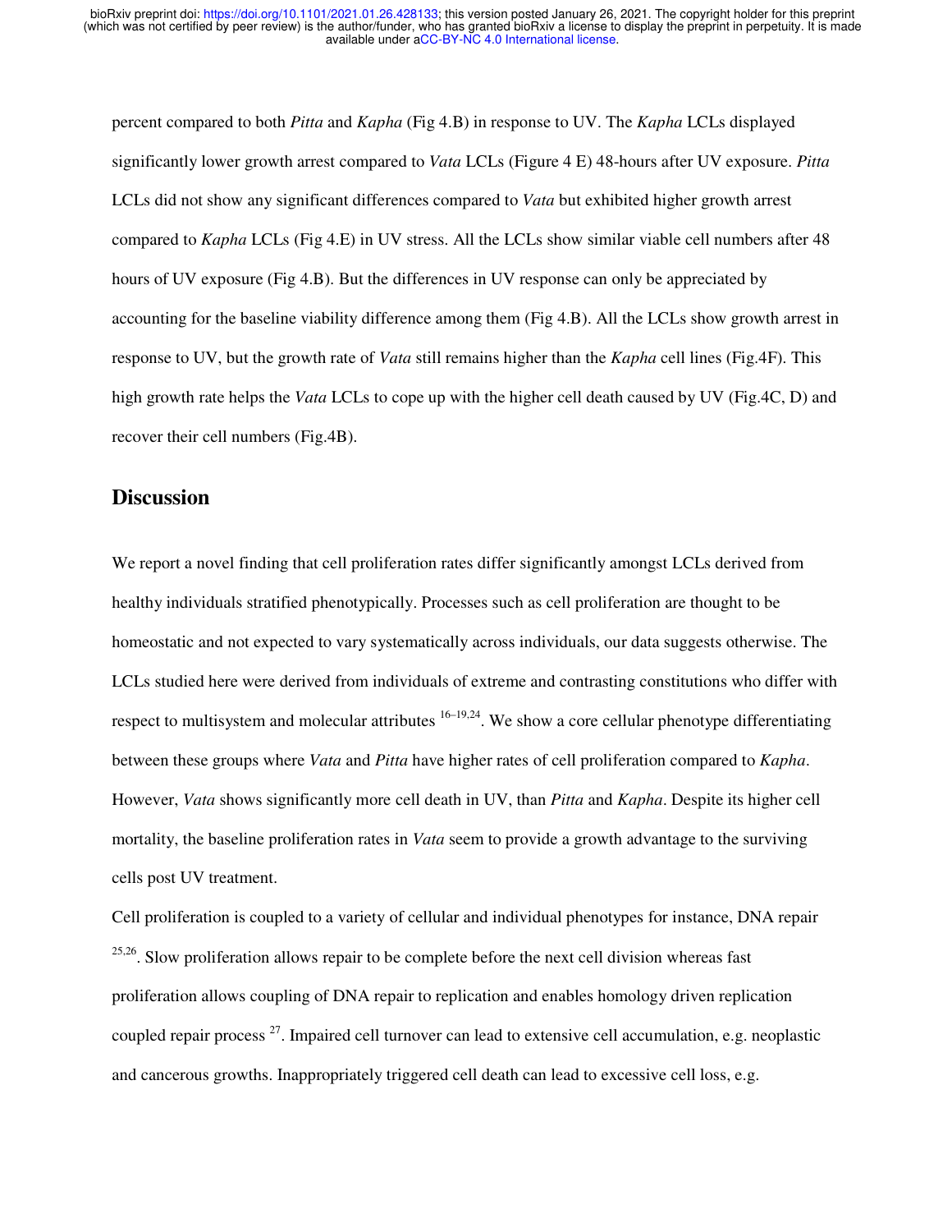percent compared to both *Pitta* and *Kapha* (Fig 4.B) in response to UV. The *Kapha* LCLs displayed significantly lower growth arrest compared to *Vata* LCLs (Figure 4 E) 48-hours after UV exposure. *Pitta* LCLs did not show any significant differences compared to *Vata* but exhibited higher growth arrest compared to *Kapha* LCLs (Fig 4.E) in UV stress. All the LCLs show similar viable cell numbers after 48 hours of UV exposure (Fig 4.B). But the differences in UV response can only be appreciated by accounting for the baseline viability difference among them (Fig 4.B). All the LCLs show growth arrest in response to UV, but the growth rate of *Vata* still remains higher than the *Kapha* cell lines (Fig.4F). This high growth rate helps the *Vata* LCLs to cope up with the higher cell death caused by UV (Fig.4C, D) and recover their cell numbers (Fig.4B).

## Discussion

We report a novel finding that cell proliferation rates differ significantly amongst LCLs derived from healthy individuals stratified phenotypically. Processes such as cell proliferation are thought to be homeostatic and not expected to vary systematically across individuals, our data suggests otherwise. The LCLs studied here were derived from individuals of extreme and contrasting constitutions who differ with respect to multisystem and molecular attributes [16–19,24]. We show a core cellular phenotype differentiating between these groups where *Vata* and *Pitta* have higher rates of cell proliferation compared to *Kapha*. However, *Vata* shows significantly more cell death in UV, than *Pitta* and *Kapha*. Despite its higher cell mortality, the baseline proliferation rates in *Vata* seem to provide a growth advantage to the surviving cells post UV treatment.

Cell proliferation is coupled to a variety of cellular and individual phenotypes for instance, DNA repair [25,26]. Slow proliferation allows repair to be complete before the next cell division whereas fast proliferation allows coupling of DNA repair to replication and enables homology driven replication coupled repair process [27]. Impaired cell turnover can lead to extensive cell accumulation, e.g. neoplastic and cancerous growths. Inappropriately triggered cell death can lead to excessive cell loss, e.g.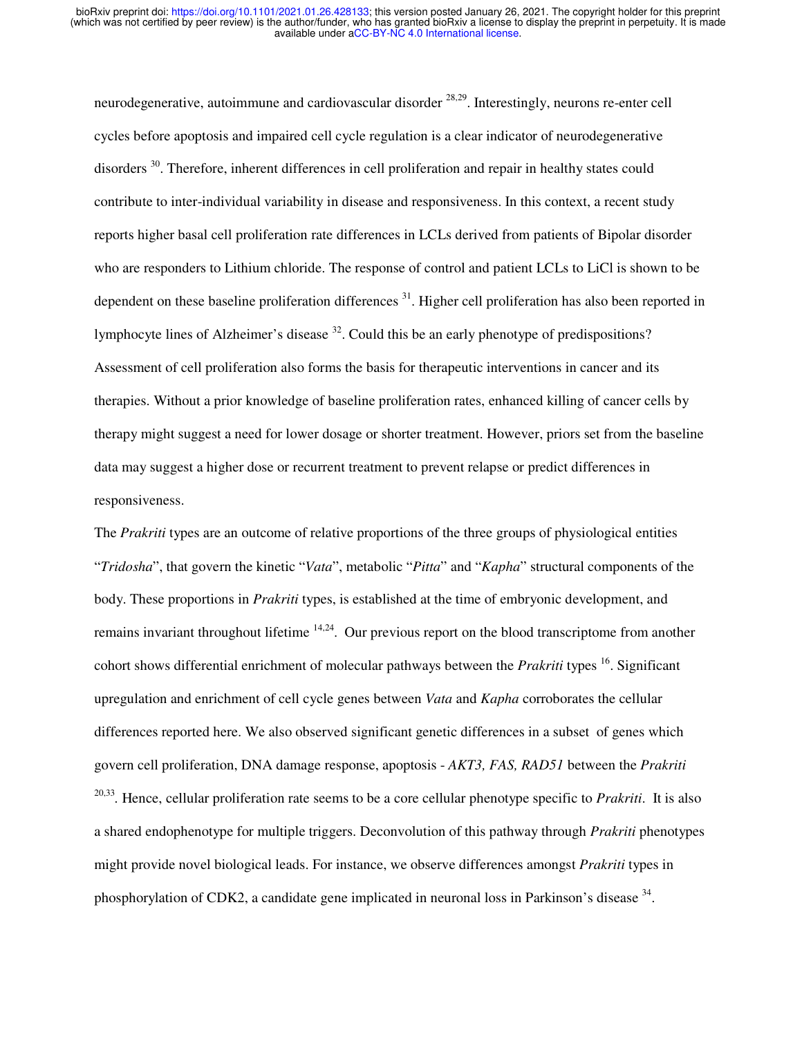neurodegenerative, autoimmune and cardiovascular disorder [28,29]. Interestingly, neurons re-enter cell cycles before apoptosis and impaired cell cycle regulation is a clear indicator of neurodegenerative disorders [30]. Therefore, inherent differences in cell proliferation and repair in healthy states could contribute to inter-individual variability in disease and responsiveness. In this context, a recent study reports higher basal cell proliferation rate differences in LCLs derived from patients of Bipolar disorder who are responders to Lithium chloride. The response of control and patient LCLs to LiCl is shown to be dependent on these baseline proliferation differences [31]. Higher cell proliferation has also been reported in lymphocyte lines of Alzheimer's disease [32]. Could this be an early phenotype of predispositions? Assessment of cell proliferation also forms the basis for therapeutic interventions in cancer and its therapies. Without a prior knowledge of baseline proliferation rates, enhanced killing of cancer cells by therapy might suggest a need for lower dosage or shorter treatment. However, priors set from the baseline data may suggest a higher dose or recurrent treatment to prevent relapse or predict differences in responsiveness.

The *Prakriti* types are an outcome of relative proportions of the three groups of physiological entities "*Tridosha*", that govern the kinetic "*Vata*", metabolic "*Pitta*" and "*Kapha*" structural components of the body. These proportions in *Prakriti* types, is established at the time of embryonic development, and remains invariant throughout lifetime [14,24]. Our previous report on the blood transcriptome from another cohort shows differential enrichment of molecular pathways between the *Prakriti* types [16]. Significant upregulation and enrichment of cell cycle genes between *Vata* and *Kapha* corroborates the cellular differences reported here. We also observed significant genetic differences in a subset of genes which govern cell proliferation, DNA damage response, apoptosis - *AKT3, FAS, RAD51* between the *Prakriti* [20,33]. Hence, cellular proliferation rate seems to be a core cellular phenotype specific to *Prakriti*. It is also a shared endophenotype for multiple triggers. Deconvolution of this pathway through *Prakriti* phenotypes might provide novel biological leads. For instance, we observe differences amongst *Prakriti* types in phosphorylation of CDK2, a candidate gene implicated in neuronal loss in Parkinson's disease [34].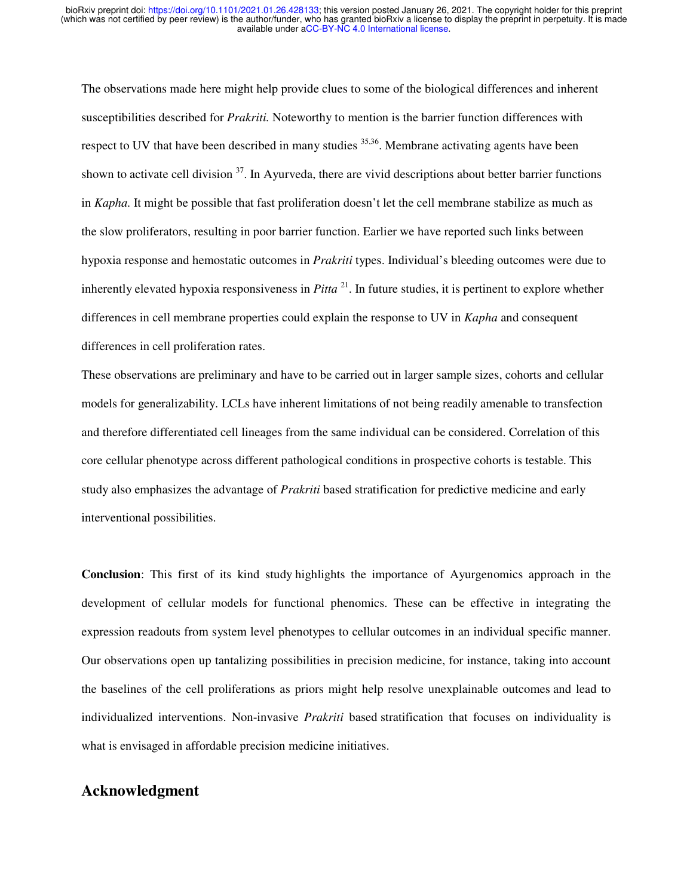The observations made here might help provide clues to some of the biological differences and inherent susceptibilities described for *Prakriti.* Noteworthy to mention is the barrier function differences with respect to UV that have been described in many studies [35,36]. Membrane activating agents have been shown to activate cell division [37]. In Ayurveda, there are vivid descriptions about better barrier functions in *Kapha.* It might be possible that fast proliferation doesn't let the cell membrane stabilize as much as the slow proliferators, resulting in poor barrier function. Earlier we have reported such links between hypoxia response and hemostatic outcomes in *Prakriti* types. Individual's bleeding outcomes were due to inherently elevated hypoxia responsiveness in *Pitta* [21]. In future studies, it is pertinent to explore whether differences in cell membrane properties could explain the response to UV in *Kapha* and consequent differences in cell proliferation rates.

These observations are preliminary and have to be carried out in larger sample sizes, cohorts and cellular models for generalizability. LCLs have inherent limitations of not being readily amenable to transfection and therefore differentiated cell lineages from the same individual can be considered. Correlation of this core cellular phenotype across different pathological conditions in prospective cohorts is testable. This study also emphasizes the advantage of *Prakriti* based stratification for predictive medicine and early interventional possibilities.

**Conclusion**: This first of its kind study highlights the importance of Ayurgenomics approach in the development of cellular models for functional phenomics. These can be effective in integrating the expression readouts from system level phenotypes to cellular outcomes in an individual specific manner. Our observations open up tantalizing possibilities in precision medicine, for instance, taking into account the baselines of the cell proliferations as priors might help resolve unexplainable outcomes and lead to individualized interventions. Non-invasive *Prakriti* based stratification that focuses on individuality is what is envisaged in affordable precision medicine initiatives.

## Acknowledgment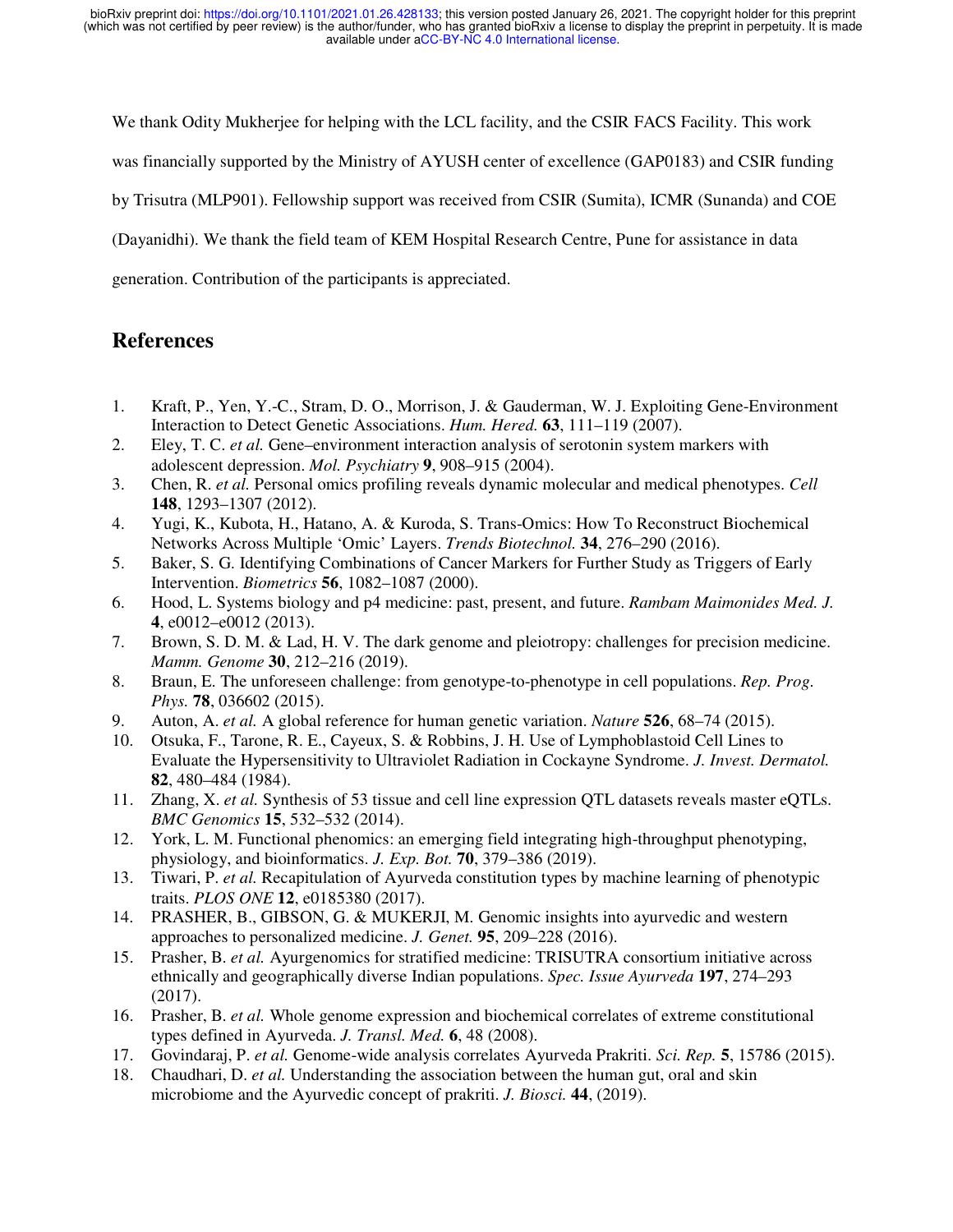We thank Odity Mukherjee for helping with the LCL facility, and the CSIR FACS Facility. This work was financially supported by the Ministry of AYUSH center of excellence (GAP0183) and CSIR funding by Trisutra (MLP901). Fellowship support was received from CSIR (Sumita), ICMR (Sunanda) and COE (Dayanidhi). We thank the field team of KEM Hospital Research Centre, Pune for assistance in data generation. Contribution of the participants is appreciated.

## References

1. Kraft, P., Yen, Y.-C., Stram, D. O., Morrison, J. & Gauderman, W. J. Exploiting Gene-Environment Interaction to Detect Genetic Associations. *Hum. Hered.* **63**, 111–119 (2007).
2. Eley, T. C. *et al.* Gene–environment interaction analysis of serotonin system markers with adolescent depression. *Mol. Psychiatry* **9**, 908–915 (2004).
3. Chen, R. *et al.* Personal omics profiling reveals dynamic molecular and medical phenotypes. *Cell* **148**, 1293–1307 (2012).
4. Yugi, K., Kubota, H., Hatano, A. & Kuroda, S. Trans-Omics: How To Reconstruct Biochemical Networks Across Multiple 'Omic' Layers. *Trends Biotechnol.* **34**, 276–290 (2016).
5. Baker, S. G. Identifying Combinations of Cancer Markers for Further Study as Triggers of Early Intervention. *Biometrics* **56**, 1082–1087 (2000).
6. Hood, L. Systems biology and p4 medicine: past, present, and future. *Rambam Maimonides Med. J.* **4**, e0012–e0012 (2013).
7. Brown, S. D. M. & Lad, H. V. The dark genome and pleiotropy: challenges for precision medicine. *Mamm. Genome* **30**, 212–216 (2019).
8. Braun, E. The unforeseen challenge: from genotype-to-phenotype in cell populations. *Rep. Prog. Phys.* **78**, 036602 (2015).
9. Auton, A. *et al.* A global reference for human genetic variation. *Nature* **526**, 68–74 (2015).
10. Otsuka, F., Tarone, R. E., Cayeux, S. & Robbins, J. H. Use of Lymphoblastoid Cell Lines to Evaluate the Hypersensitivity to Ultraviolet Radiation in Cockayne Syndrome. *J. Invest. Dermatol.* **82**, 480–484 (1984).
11. Zhang, X. *et al.* Synthesis of 53 tissue and cell line expression QTL datasets reveals master eQTLs. *BMC Genomics* **15**, 532–532 (2014).
12. York, L. M. Functional phenomics: an emerging field integrating high-throughput phenotyping, physiology, and bioinformatics. *J. Exp. Bot.* **70**, 379–386 (2019).
13. Tiwari, P. *et al.* Recapitulation of Ayurveda constitution types by machine learning of phenotypic traits. *PLOS ONE* **12**, e0185380 (2017).
14. PRASHER, B., GIBSON, G. & MUKERJI, M. Genomic insights into ayurvedic and western approaches to personalized medicine. *J. Genet.* **95**, 209–228 (2016).
15. Prasher, B. *et al.* Ayurgenomics for stratified medicine: TRISUTRA consortium initiative across ethnically and geographically diverse Indian populations. *Spec. Issue Ayurveda* **197**, 274–293 (2017).
16. Prasher, B. *et al.* Whole genome expression and biochemical correlates of extreme constitutional types defined in Ayurveda. *J. Transl. Med.* **6**, 48 (2008).
17. Govindaraj, P. *et al.* Genome-wide analysis correlates Ayurveda Prakriti. *Sci. Rep.* **5**, 15786 (2015).
18. Chaudhari, D. *et al.* Understanding the association between the human gut, oral and skin microbiome and the Ayurvedic concept of prakriti. *J. Biosci.* **44**, (2019).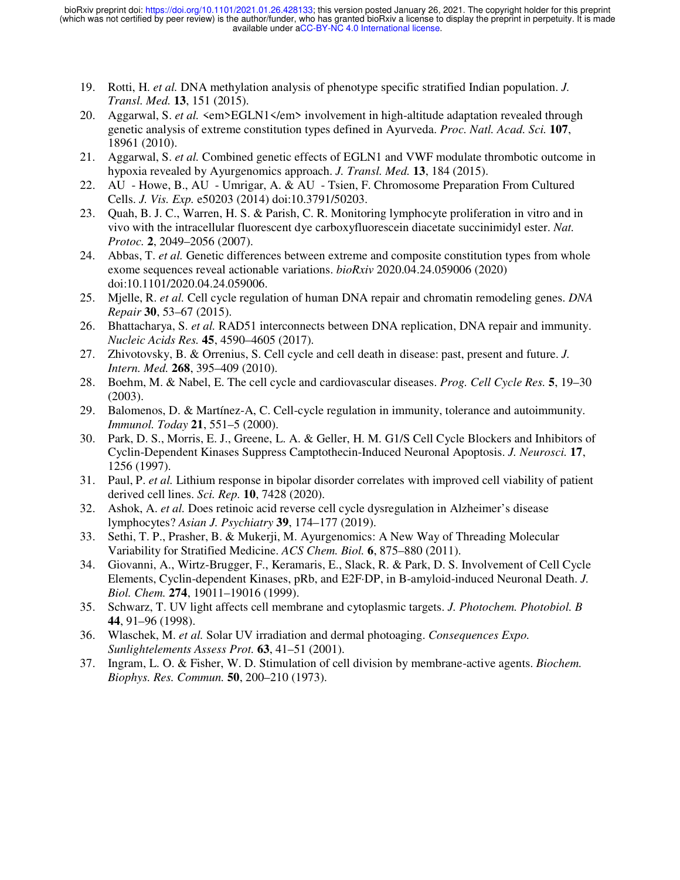19. Rotti, H. *et al.* DNA methylation analysis of phenotype specific stratified Indian population. *J. Transl. Med.* **13**, 151 (2015).
20. Aggarwal, S. *et al.* <em>EGLN1</em> involvement in high-altitude adaptation revealed through genetic analysis of extreme constitution types defined in Ayurveda. *Proc. Natl. Acad. Sci.* **107**, 18961 (2010).
21. Aggarwal, S. *et al.* Combined genetic effects of EGLN1 and VWF modulate thrombotic outcome in hypoxia revealed by Ayurgenomics approach. *J. Transl. Med.* **13**, 184 (2015).
22. AU - Howe, B., AU - Umrigar, A. & AU - Tsien, F. Chromosome Preparation From Cultured Cells. *J. Vis. Exp.* e50203 (2014) doi:10.3791/50203.
23. Quah, B. J. C., Warren, H. S. & Parish, C. R. Monitoring lymphocyte proliferation in vitro and in vivo with the intracellular fluorescent dye carboxyfluorescein diacetate succinimidyl ester. *Nat. Protoc.* **2**, 2049–2056 (2007).
24. Abbas, T. *et al.* Genetic differences between extreme and composite constitution types from whole exome sequences reveal actionable variations. *bioRxiv* 2020.04.24.059006 (2020) doi:10.1101/2020.04.24.059006.
25. Mjelle, R. *et al.* Cell cycle regulation of human DNA repair and chromatin remodeling genes. *DNA Repair* **30**, 53–67 (2015).
26. Bhattacharya, S. *et al.* RAD51 interconnects between DNA replication, DNA repair and immunity. *Nucleic Acids Res.* **45**, 4590–4605 (2017).
27. Zhivotovsky, B. & Orrenius, S. Cell cycle and cell death in disease: past, present and future. *J. Intern. Med.* **268**, 395–409 (2010).
28. Boehm, M. & Nabel, E. The cell cycle and cardiovascular diseases. *Prog. Cell Cycle Res.* **5**, 19–30 (2003).
29. Balomenos, D. & Martínez-A, C. Cell-cycle regulation in immunity, tolerance and autoimmunity. *Immunol. Today* **21**, 551–5 (2000).
30. Park, D. S., Morris, E. J., Greene, L. A. & Geller, H. M. G1/S Cell Cycle Blockers and Inhibitors of Cyclin-Dependent Kinases Suppress Camptothecin-Induced Neuronal Apoptosis. *J. Neurosci.* **17**, 1256 (1997).
31. Paul, P. *et al.* Lithium response in bipolar disorder correlates with improved cell viability of patient derived cell lines. *Sci. Rep.* **10**, 7428 (2020).
32. Ashok, A. *et al.* Does retinoic acid reverse cell cycle dysregulation in Alzheimer's disease lymphocytes? *Asian J. Psychiatry* **39**, 174–177 (2019).
33. Sethi, T. P., Prasher, B. & Mukerji, M. Ayurgenomics: A New Way of Threading Molecular Variability for Stratified Medicine. *ACS Chem. Biol.* **6**, 875–880 (2011).
34. Giovanni, A., Wirtz-Brugger, F., Keramaris, E., Slack, R. & Park, D. S. Involvement of Cell Cycle Elements, Cyclin-dependent Kinases, pRb, and E2F·DP, in B-amyloid-induced Neuronal Death. *J. Biol. Chem.* **274**, 19011–19016 (1999).
35. Schwarz, T. UV light affects cell membrane and cytoplasmic targets. *J. Photochem. Photobiol. B* **44**, 91–96 (1998).
36. Wlaschek, M. *et al.* Solar UV irradiation and dermal photoaging. *Consequences Expo. Sunlightelements Assess Prot.* **63**, 41–51 (2001).
37. Ingram, L. O. & Fisher, W. D. Stimulation of cell division by membrane-active agents. *Biochem. Biophys. Res. Commun.* **50**, 200–210 (1973).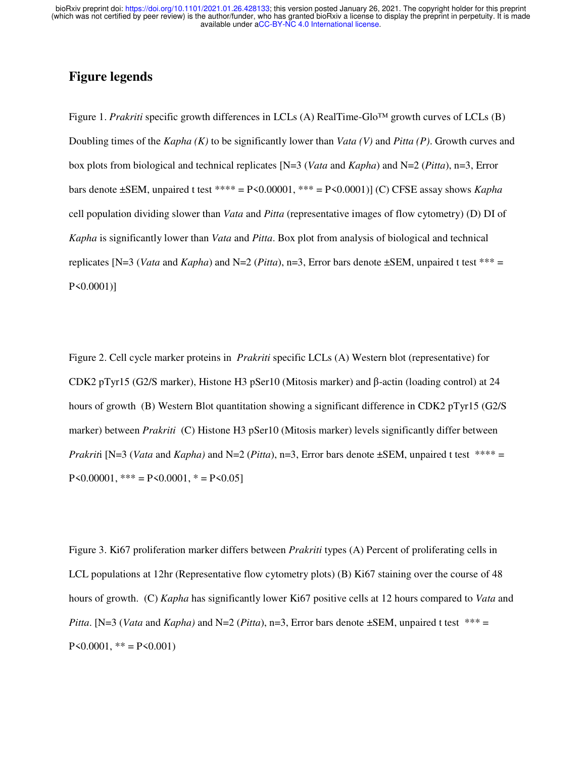# Figure legends

Figure 1. *Prakriti* specific growth differences in LCLs (A) RealTime-Glo™ growth curves of LCLs (B) Doubling times of the *Kapha (K)* to be significantly lower than *Vata (V)* and *Pitta (P)*. Growth curves and box plots from biological and technical replicates [N=3 (*Vata* and *Kapha*) and N=2 (*Pitta*), n=3, Error bars denote ±SEM, unpaired t test **** = P<0.00001, *** = P<0.0001)] (C) CFSE assay shows *Kapha* cell population dividing slower than *Vata* and *Pitta* (representative images of flow cytometry) (D) DI of *Kapha* is significantly lower than *Vata* and *Pitta*. Box plot from analysis of biological and technical replicates [N=3 (*Vata* and *Kapha*) and N=2 (*Pitta*), n=3, Error bars denote ±SEM, unpaired t test *** = P<0.0001)]

Figure 2. Cell cycle marker proteins in *Prakriti* specific LCLs (A) Western blot (representative) for CDK2 pTyr15 (G2/S marker), Histone H3 pSer10 (Mitosis marker) and β-actin (loading control) at 24 hours of growth (B) Western Blot quantitation showing a significant difference in CDK2 pTyr15 (G2/S marker) between *Prakriti* (C) Histone H3 pSer10 (Mitosis marker) levels significantly differ between *Prakriti* [N=3 (*Vata* and *Kapha)* and N=2 (*Pitta*), n=3, Error bars denote ±SEM, unpaired t test **** = P<0.00001, *** = P<0.0001, * = P<0.05]

Figure 3. Ki67 proliferation marker differs between *Prakriti* types (A) Percent of proliferating cells in LCL populations at 12hr (Representative flow cytometry plots) (B) Ki67 staining over the course of 48 hours of growth. (C) *Kapha* has significantly lower Ki67 positive cells at 12 hours compared to *Vata* and *Pitta*. [N=3 (*Vata* and *Kapha)* and N=2 (*Pitta*), n=3, Error bars denote ±SEM, unpaired t test *** = P<0.0001, ** = P<0.001)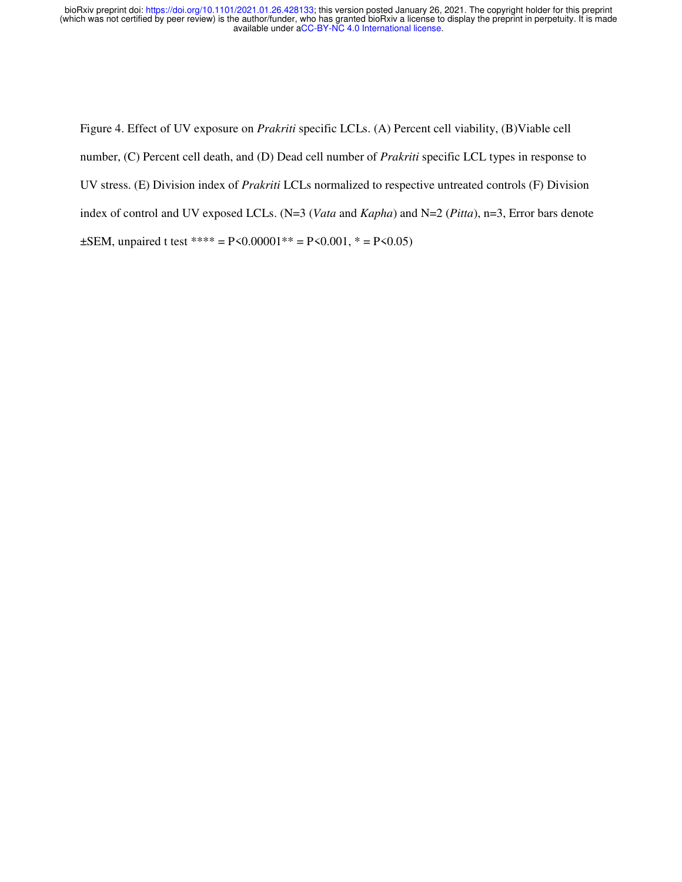Figure 4. Effect of UV exposure on *Prakriti* specific LCLs. (A) Percent cell viability, (B)Viable cell number, (C) Percent cell death, and (D) Dead cell number of *Prakriti* specific LCL types in response to UV stress. (E) Division index of *Prakriti* LCLs normalized to respective untreated controls (F) Division index of control and UV exposed LCLs. (N=3 (*Vata* and *Kapha*) and N=2 (*Pitta*), n=3, Error bars denote ±SEM, unpaired t test **** = P<0.00001** = P<0.001, * = P<0.05)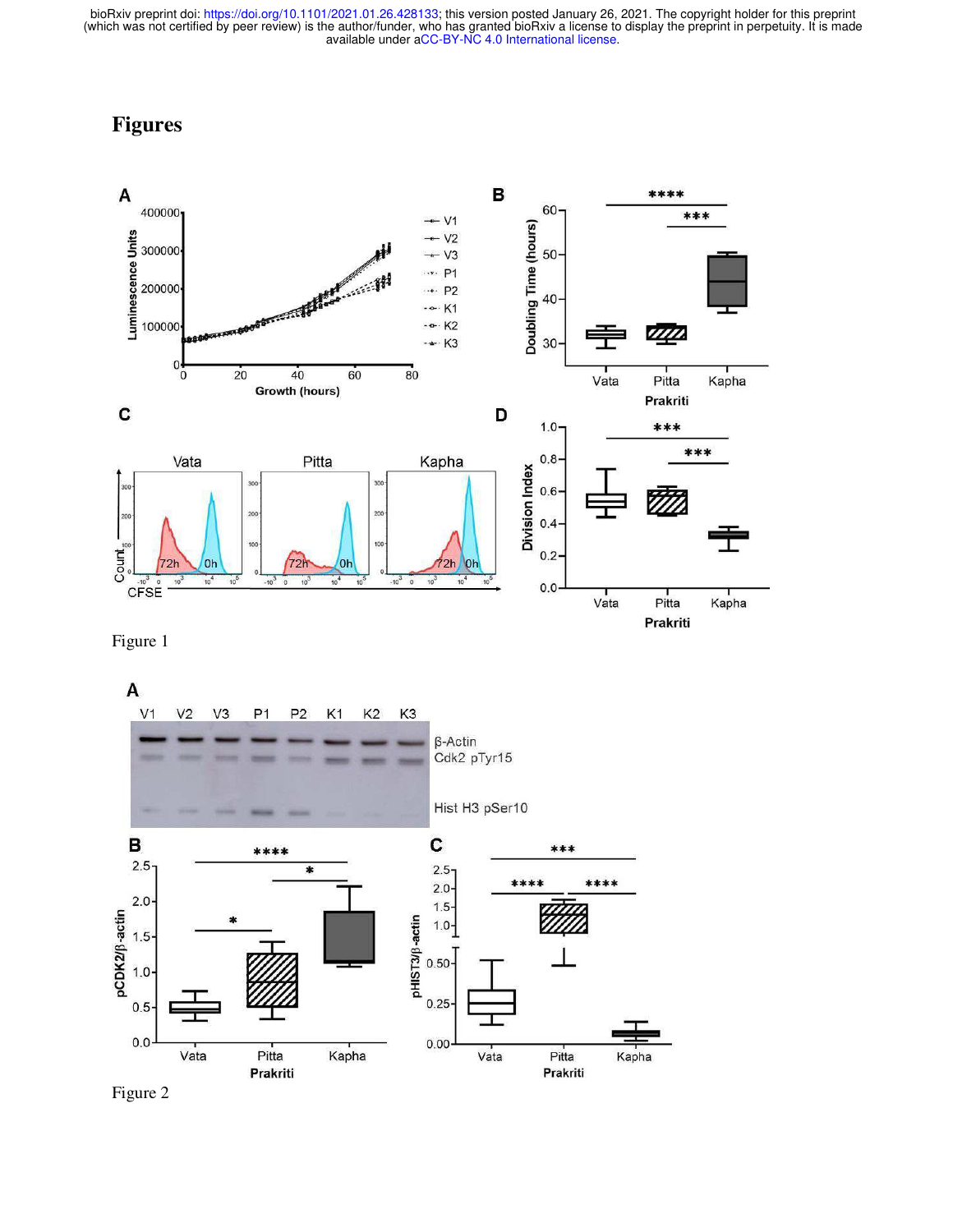# Figures

Figure 1

Figure 2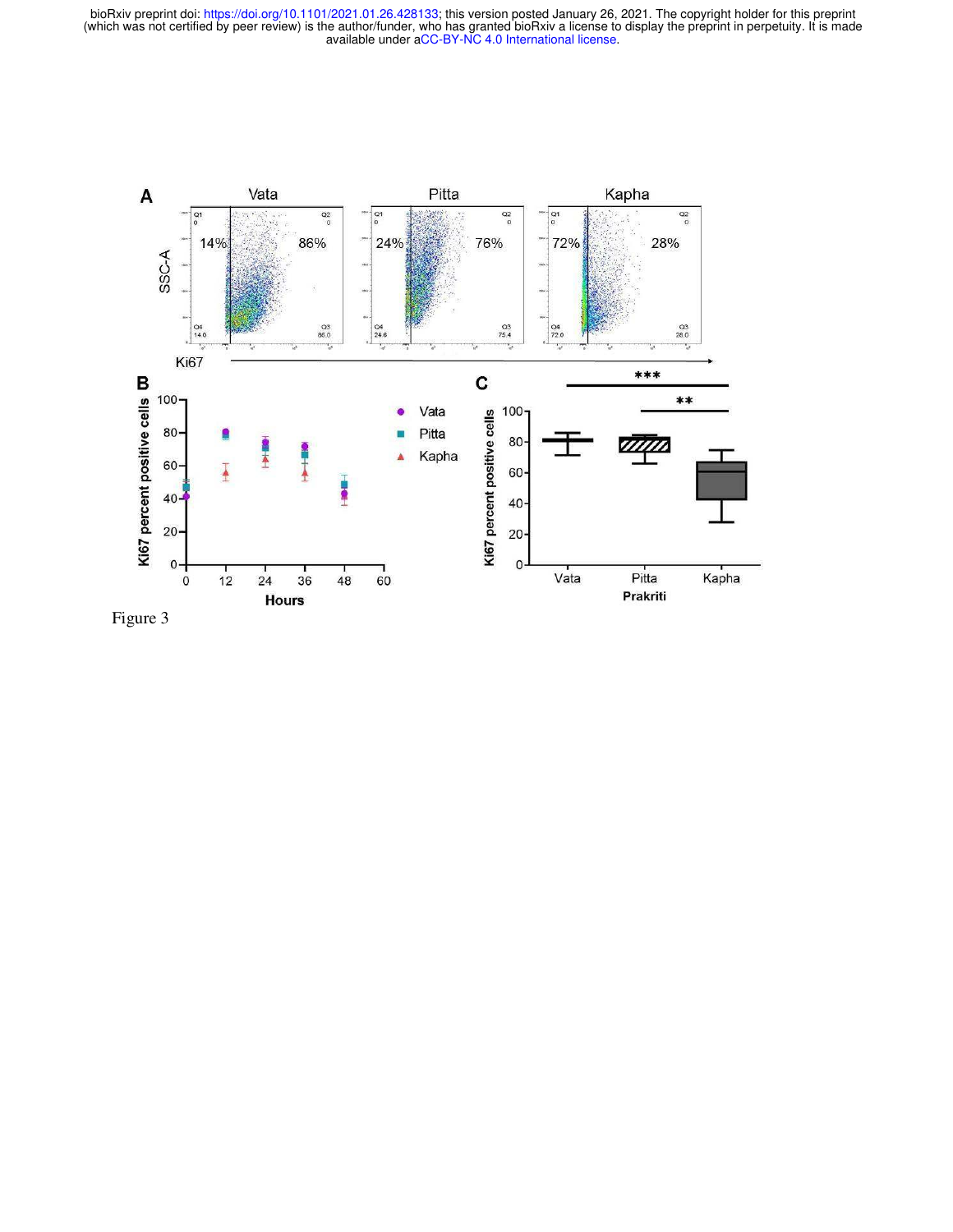Figure 3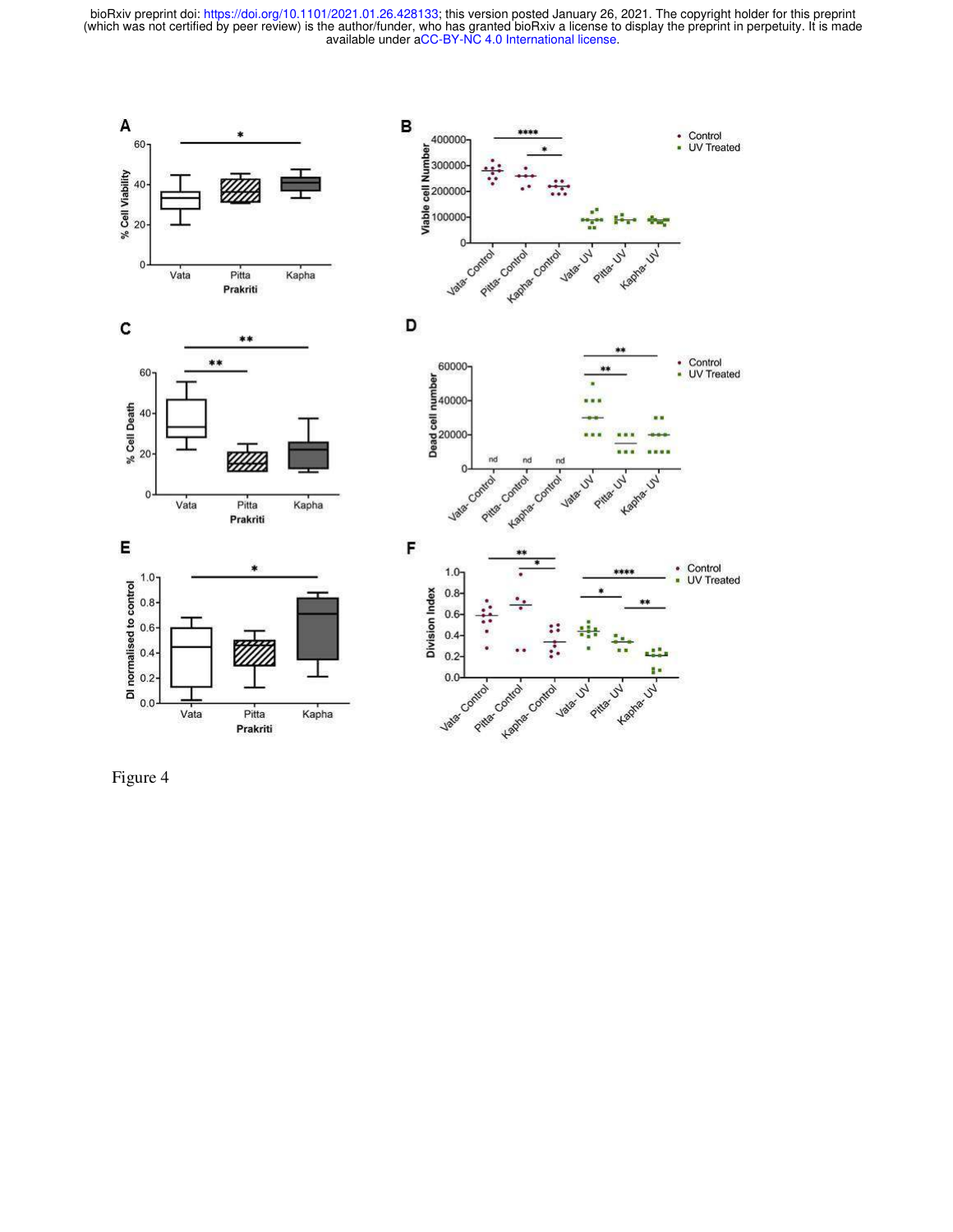A

*

60
40
20
0

% Cell Viability

Vata
Pitta
Kapha

Prakriti

B

****

*

400000
300000
200000
100000
0

Viable cell Number

Control
UV Treated

Vata- Control
Pitta- Control
Kapha- Control
Vata- UV
Pitta- UV
Kapha- UV

C

**

**

60
40
20
0

% Cell Death

Vata
Pitta
Kapha

Prakriti

D

**

**

60000
40000
20000
0

Dead cell number

nd
nd
nd

Control
UV Treated

Vata- Control
Pitta- Control
Kapha- Control
Vata- UV
Pitta- UV
Kapha- UV

E

*

1.0
0.8
0.6
0.4
0.2
0.0

DI normalised to control

Vata
Pitta
Kapha

Prakriti

F

**

*

****

*

**

1.0
0.8
0.6
0.4
0.2
0.0

Division Index

Control
UV Treated

Vata- Control
Pitta- Control
Kapha- Control
Vata- UV
Pitta- UV
Kapha- UV

Figure 4